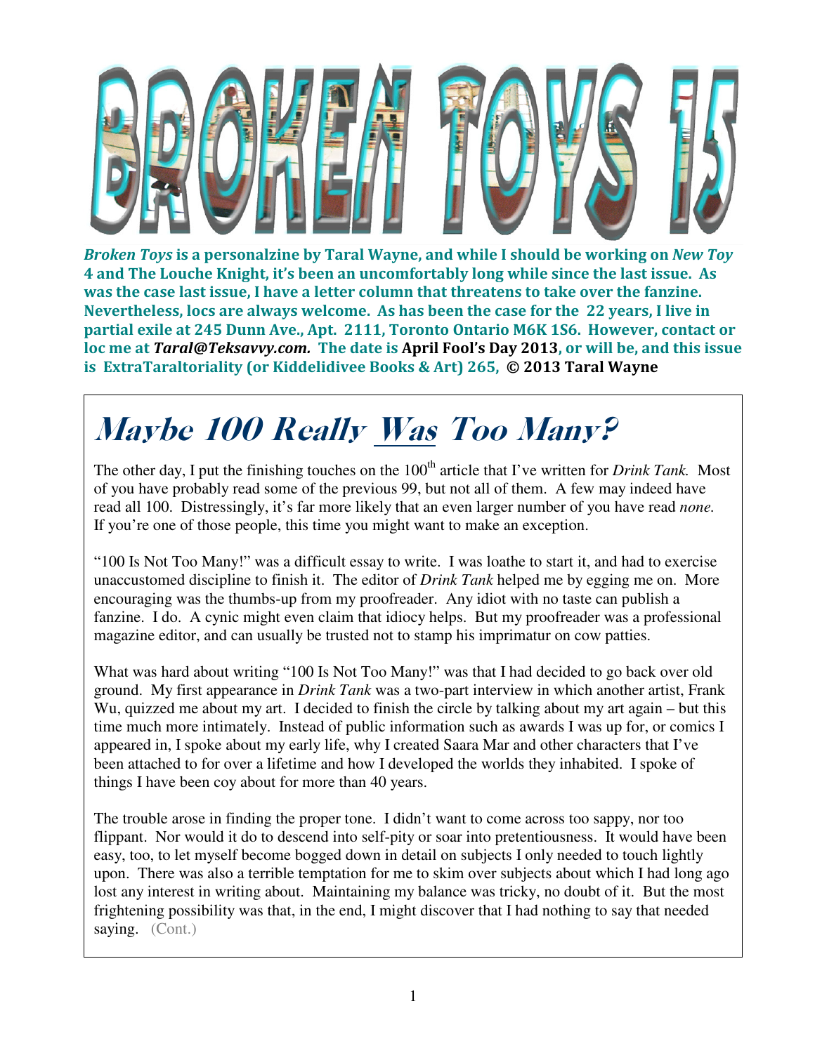# BROKEN TOYS 15

***Broken Toys* is a personalzine by Taral Wayne, and while I should be working on *New Toy* 4 and The Louche Knight, it's been an uncomfortably long while since the last issue. As was the case last issue, I have a letter column that threatens to take over the fanzine. Nevertheless, locs are always welcome. As has been the case for the 22 years, I live in partial exile at 245 Dunn Ave., Apt. 2111, Toronto Ontario M6K 1S6. However, contact or loc me at *Taral@Teksavvy.com.* The date is April Fool's Day 2013, or will be, and this issue is ExtraTaraltoriality (or Kiddelidivee Books & Art) 265, © 2013 Taral Wayne**

## *Maybe 100 Really Was Too Many?*

The other day, I put the finishing touches on the 100th article that I've written for *Drink Tank.* Most of you have probably read some of the previous 99, but not all of them. A few may indeed have read all 100. Distressingly, it's far more likely that an even larger number of you have read *none.* If you're one of those people, this time you might want to make an exception.

"100 Is Not Too Many!" was a difficult essay to write. I was loathe to start it, and had to exercise unaccustomed discipline to finish it. The editor of *Drink Tank* helped me by egging me on. More encouraging was the thumbs-up from my proofreader. Any idiot with no taste can publish a fanzine. I do. A cynic might even claim that idiocy helps. But my proofreader was a professional magazine editor, and can usually be trusted not to stamp his imprimatur on cow patties.

What was hard about writing "100 Is Not Too Many!" was that I had decided to go back over old ground. My first appearance in *Drink Tank* was a two-part interview in which another artist, Frank Wu, quizzed me about my art. I decided to finish the circle by talking about my art again – but this time much more intimately. Instead of public information such as awards I was up for, or comics I appeared in, I spoke about my early life, why I created Saara Mar and other characters that I've been attached to for over a lifetime and how I developed the worlds they inhabited. I spoke of things I have been coy about for more than 40 years.

The trouble arose in finding the proper tone. I didn't want to come across too sappy, nor too flippant. Nor would it do to descend into self-pity or soar into pretentiousness. It would have been easy, too, to let myself become bogged down in detail on subjects I only needed to touch lightly upon. There was also a terrible temptation for me to skim over subjects about which I had long ago lost any interest in writing about. Maintaining my balance was tricky, no doubt of it. But the most frightening possibility was that, in the end, I might discover that I had nothing to say that needed saying. (Cont.)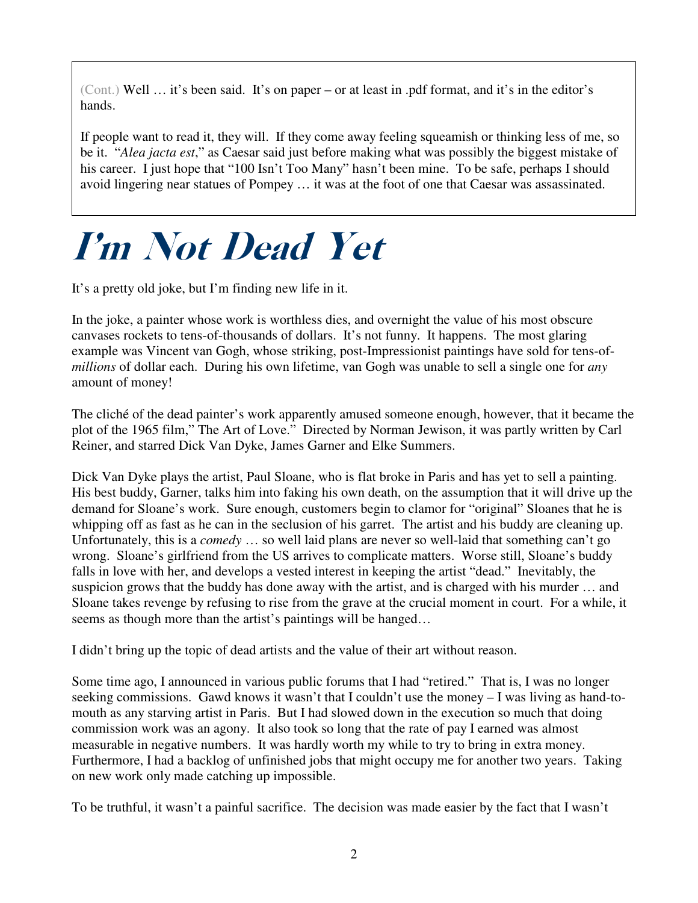(Cont.) Well … it's been said. It's on paper – or at least in .pdf format, and it's in the editor's hands.

If people want to read it, they will. If they come away feeling squeamish or thinking less of me, so be it. "*Alea jacta est*," as Caesar said just before making what was possibly the biggest mistake of his career. I just hope that "100 Isn't Too Many" hasn't been mine. To be safe, perhaps I should avoid lingering near statues of Pompey … it was at the foot of one that Caesar was assassinated.

# I'm Not Dead Yet

It's a pretty old joke, but I'm finding new life in it.

In the joke, a painter whose work is worthless dies, and overnight the value of his most obscure canvases rockets to tens-of-thousands of dollars. It's not funny. It happens. The most glaring example was Vincent van Gogh, whose striking, post-Impressionist paintings have sold for tens-of-*millions* of dollar each. During his own lifetime, van Gogh was unable to sell a single one for *any* amount of money!

The cliché of the dead painter's work apparently amused someone enough, however, that it became the plot of the 1965 film," The Art of Love." Directed by Norman Jewison, it was partly written by Carl Reiner, and starred Dick Van Dyke, James Garner and Elke Summers.

Dick Van Dyke plays the artist, Paul Sloane, who is flat broke in Paris and has yet to sell a painting. His best buddy, Garner, talks him into faking his own death, on the assumption that it will drive up the demand for Sloane's work. Sure enough, customers begin to clamor for "original" Sloanes that he is whipping off as fast as he can in the seclusion of his garret. The artist and his buddy are cleaning up. Unfortunately, this is a *comedy* … so well laid plans are never so well-laid that something can't go wrong. Sloane's girlfriend from the US arrives to complicate matters. Worse still, Sloane's buddy falls in love with her, and develops a vested interest in keeping the artist "dead." Inevitably, the suspicion grows that the buddy has done away with the artist, and is charged with his murder … and Sloane takes revenge by refusing to rise from the grave at the crucial moment in court. For a while, it seems as though more than the artist's paintings will be hanged…

I didn't bring up the topic of dead artists and the value of their art without reason.

Some time ago, I announced in various public forums that I had "retired." That is, I was no longer seeking commissions. Gawd knows it wasn't that I couldn't use the money – I was living as hand-to-mouth as any starving artist in Paris. But I had slowed down in the execution so much that doing commission work was an agony. It also took so long that the rate of pay I earned was almost measurable in negative numbers. It was hardly worth my while to try to bring in extra money. Furthermore, I had a backlog of unfinished jobs that might occupy me for another two years. Taking on new work only made catching up impossible.

To be truthful, it wasn't a painful sacrifice. The decision was made easier by the fact that I wasn't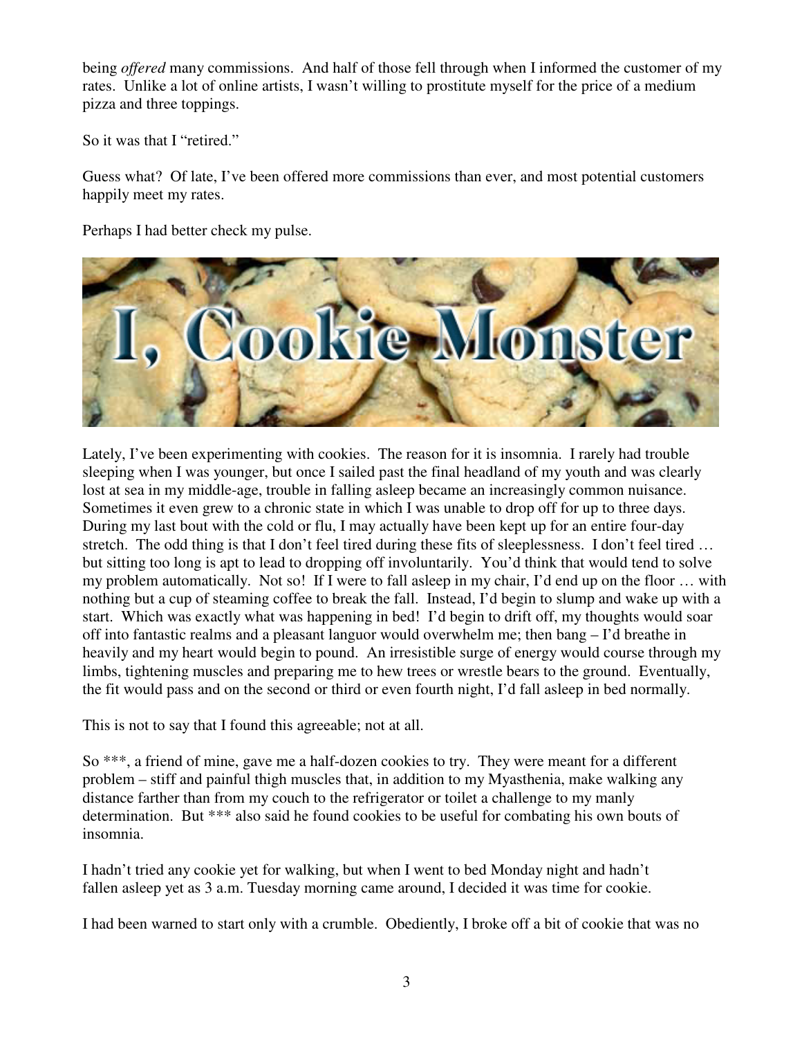being *offered* many commissions. And half of those fell through when I informed the customer of my rates. Unlike a lot of online artists, I wasn't willing to prostitute myself for the price of a medium pizza and three toppings.

So it was that I "retired."

Guess what? Of late, I've been offered more commissions than ever, and most potential customers happily meet my rates.

Perhaps I had better check my pulse.

# I, Cookie Monster

Lately, I've been experimenting with cookies. The reason for it is insomnia. I rarely had trouble sleeping when I was younger, but once I sailed past the final headland of my youth and was clearly lost at sea in my middle-age, trouble in falling asleep became an increasingly common nuisance. Sometimes it even grew to a chronic state in which I was unable to drop off for up to three days. During my last bout with the cold or flu, I may actually have been kept up for an entire four-day stretch. The odd thing is that I don't feel tired during these fits of sleeplessness. I don't feel tired … but sitting too long is apt to lead to dropping off involuntarily. You'd think that would tend to solve my problem automatically. Not so! If I were to fall asleep in my chair, I'd end up on the floor … with nothing but a cup of steaming coffee to break the fall. Instead, I'd begin to slump and wake up with a start. Which was exactly what was happening in bed! I'd begin to drift off, my thoughts would soar off into fantastic realms and a pleasant languor would overwhelm me; then bang – I'd breathe in heavily and my heart would begin to pound. An irresistible surge of energy would course through my limbs, tightening muscles and preparing me to hew trees or wrestle bears to the ground. Eventually, the fit would pass and on the second or third or even fourth night, I'd fall asleep in bed normally.

This is not to say that I found this agreeable; not at all.

So ***, a friend of mine, gave me a half-dozen cookies to try. They were meant for a different problem – stiff and painful thigh muscles that, in addition to my Myasthenia, make walking any distance farther than from my couch to the refrigerator or toilet a challenge to my manly determination. But *** also said he found cookies to be useful for combating his own bouts of insomnia.

I hadn't tried any cookie yet for walking, but when I went to bed Monday night and hadn't fallen asleep yet as 3 a.m. Tuesday morning came around, I decided it was time for cookie.

I had been warned to start only with a crumble. Obediently, I broke off a bit of cookie that was no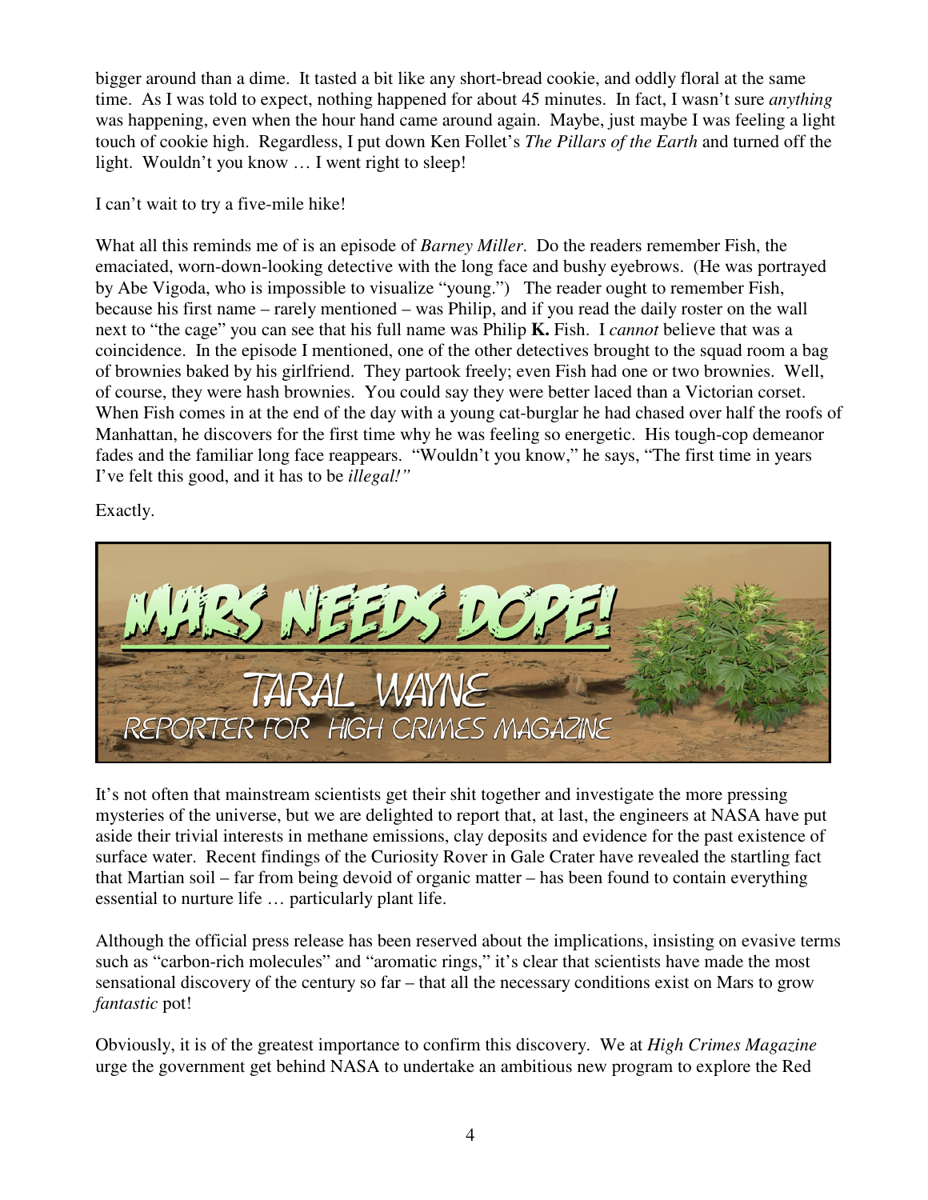bigger around than a dime. It tasted a bit like any short-bread cookie, and oddly floral at the same time. As I was told to expect, nothing happened for about 45 minutes. In fact, I wasn't sure *anything* was happening, even when the hour hand came around again. Maybe, just maybe I was feeling a light touch of cookie high. Regardless, I put down Ken Follet's *The Pillars of the Earth* and turned off the light. Wouldn't you know … I went right to sleep!

I can't wait to try a five-mile hike!

What all this reminds me of is an episode of *Barney Miller*. Do the readers remember Fish, the emaciated, worn-down-looking detective with the long face and bushy eyebrows. (He was portrayed by Abe Vigoda, who is impossible to visualize "young.") The reader ought to remember Fish, because his first name – rarely mentioned – was Philip, and if you read the daily roster on the wall next to "the cage" you can see that his full name was Philip **K.** Fish. I *cannot* believe that was a coincidence. In the episode I mentioned, one of the other detectives brought to the squad room a bag of brownies baked by his girlfriend. They partook freely; even Fish had one or two brownies. Well, of course, they were hash brownies. You could say they were better laced than a Victorian corset. When Fish comes in at the end of the day with a young cat-burglar he had chased over half the roofs of Manhattan, he discovers for the first time why he was feeling so energetic. His tough-cop demeanor fades and the familiar long face reappears. "Wouldn't you know," he says, "The first time in years I've felt this good, and it has to be *illegal!"*

Exactly.

# MARS NEEDS DOPE!

### TARAL WAYNE
### REPORTER FOR HIGH CRIMES MAGAZINE

It's not often that mainstream scientists get their shit together and investigate the more pressing mysteries of the universe, but we are delighted to report that, at last, the engineers at NASA have put aside their trivial interests in methane emissions, clay deposits and evidence for the past existence of surface water. Recent findings of the Curiosity Rover in Gale Crater have revealed the startling fact that Martian soil – far from being devoid of organic matter – has been found to contain everything essential to nurture life … particularly plant life.

Although the official press release has been reserved about the implications, insisting on evasive terms such as "carbon-rich molecules" and "aromatic rings," it's clear that scientists have made the most sensational discovery of the century so far – that all the necessary conditions exist on Mars to grow *fantastic* pot!

Obviously, it is of the greatest importance to confirm this discovery. We at *High Crimes Magazine* urge the government get behind NASA to undertake an ambitious new program to explore the Red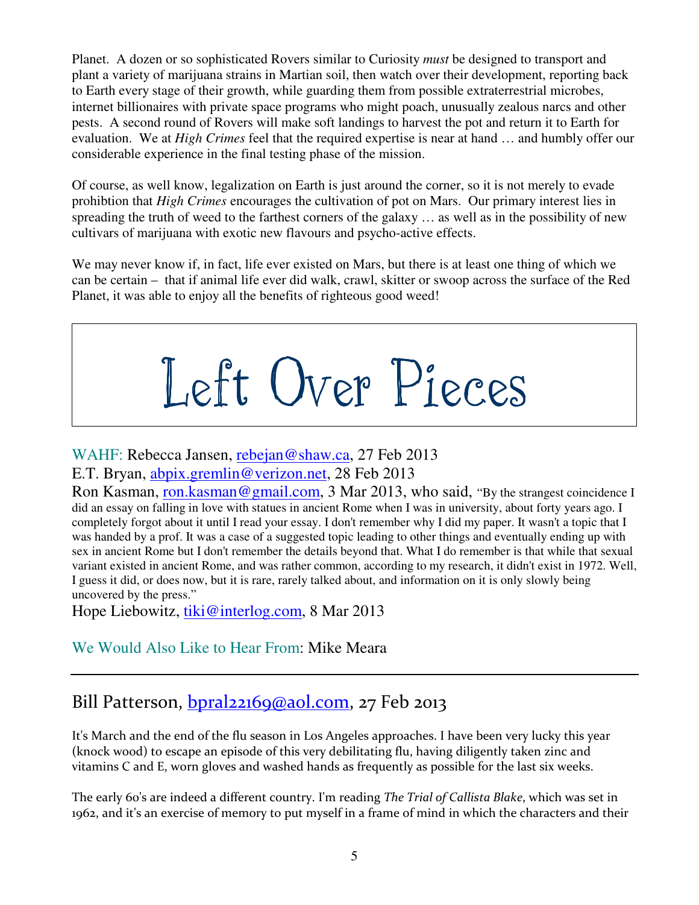Planet. A dozen or so sophisticated Rovers similar to Curiosity *must* be designed to transport and plant a variety of marijuana strains in Martian soil, then watch over their development, reporting back to Earth every stage of their growth, while guarding them from possible extraterrestrial microbes, internet billionaires with private space programs who might poach, unusually zealous narcs and other pests. A second round of Rovers will make soft landings to harvest the pot and return it to Earth for evaluation. We at *High Crimes* feel that the required expertise is near at hand … and humbly offer our considerable experience in the final testing phase of the mission.

Of course, as well know, legalization on Earth is just around the corner, so it is not merely to evade prohibtion that *High Crimes* encourages the cultivation of pot on Mars. Our primary interest lies in spreading the truth of weed to the farthest corners of the galaxy … as well as in the possibility of new cultivars of marijuana with exotic new flavours and psycho-active effects.

We may never know if, in fact, life ever existed on Mars, but there is at least one thing of which we can be certain – that if animal life ever did walk, crawl, skitter or swoop across the surface of the Red Planet, it was able to enjoy all the benefits of righteous good weed!

# Left Over Pieces

WAHF: Rebecca Jansen, rebejan@shaw.ca, 27 Feb 2013

E.T. Bryan, abpix.gremlin@verizon.net, 28 Feb 2013

Ron Kasman, ron.kasman@gmail.com, 3 Mar 2013, who said, "By the strangest coincidence I did an essay on falling in love with statues in ancient Rome when I was in university, about forty years ago. I completely forgot about it until I read your essay. I don't remember why I did my paper. It wasn't a topic that I was handed by a prof. It was a case of a suggested topic leading to other things and eventually ending up with sex in ancient Rome but I don't remember the details beyond that. What I do remember is that while that sexual variant existed in ancient Rome, and was rather common, according to my research, it didn't exist in 1972. Well, I guess it did, or does now, but it is rare, rarely talked about, and information on it is only slowly being uncovered by the press."

Hope Liebowitz, tiki@interlog.com, 8 Mar 2013

We Would Also Like to Hear From: Mike Meara

---

## Bill Patterson, bpral22169@aol.com, 27 Feb 2013

It's March and the end of the flu season in Los Angeles approaches. I have been very lucky this year (knock wood) to escape an episode of this very debilitating flu, having diligently taken zinc and vitamins C and E, worn gloves and washed hands as frequently as possible for the last six weeks.

The early 60's are indeed a different country. I'm reading *The Trial of Callista Blake,* which was set in 1962, and it's an exercise of memory to put myself in a frame of mind in which the characters and their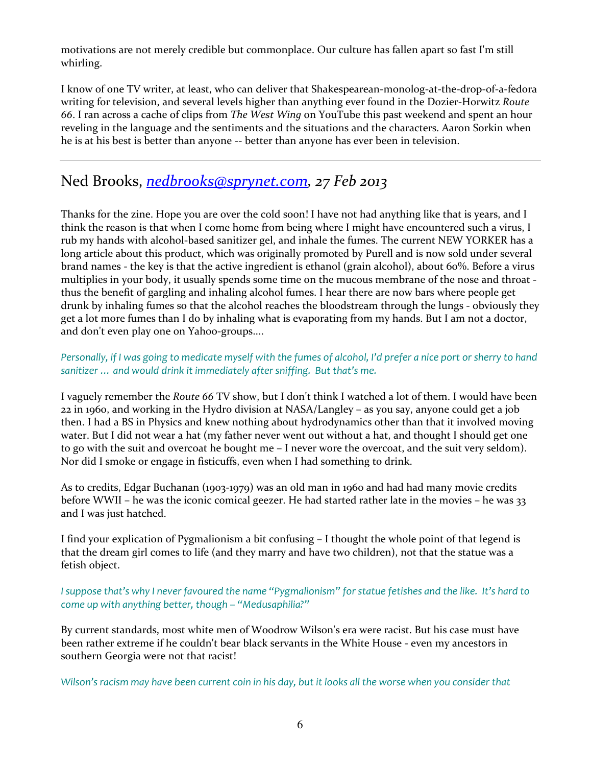motivations are not merely credible but commonplace. Our culture has fallen apart so fast I'm still whirling.

I know of one TV writer, at least, who can deliver that Shakespearean-monolog-at-the-drop-of-a-fedora writing for television, and several levels higher than anything ever found in the Dozier-Horwitz *Route 66*. I ran across a cache of clips from *The West Wing* on YouTube this past weekend and spent an hour reveling in the language and the sentiments and the situations and the characters. Aaron Sorkin when he is at his best is better than anyone -- better than anyone has ever been in television.

---

## Ned Brooks, *nedbrooks@sprynet.com, 27 Feb 2013*

Thanks for the zine. Hope you are over the cold soon! I have not had anything like that is years, and I think the reason is that when I come home from being where I might have encountered such a virus, I rub my hands with alcohol-based sanitizer gel, and inhale the fumes. The current NEW YORKER has a long article about this product, which was originally promoted by Purell and is now sold under several brand names - the key is that the active ingredient is ethanol (grain alcohol), about 60%. Before a virus multiplies in your body, it usually spends some time on the mucous membrane of the nose and throat - thus the benefit of gargling and inhaling alcohol fumes. I hear there are now bars where people get drunk by inhaling fumes so that the alcohol reaches the bloodstream through the lungs - obviously they get a lot more fumes than I do by inhaling what is evaporating from my hands. But I am not a doctor, and don't even play one on Yahoo-groups....

*Personally, if I was going to medicate myself with the fumes of alcohol, I'd prefer a nice port or sherry to hand sanitizer … and would drink it immediately after sniffing. But that's me.*

I vaguely remember the *Route 66* TV show, but I don't think I watched a lot of them. I would have been 22 in 1960, and working in the Hydro division at NASA/Langley – as you say, anyone could get a job then. I had a BS in Physics and knew nothing about hydrodynamics other than that it involved moving water. But I did not wear a hat (my father never went out without a hat, and thought I should get one to go with the suit and overcoat he bought me – I never wore the overcoat, and the suit very seldom). Nor did I smoke or engage in fisticuffs, even when I had something to drink.

As to credits, Edgar Buchanan (1903-1979) was an old man in 1960 and had had many movie credits before WWII – he was the iconic comical geezer. He had started rather late in the movies – he was 33 and I was just hatched.

I find your explication of Pygmalionism a bit confusing – I thought the whole point of that legend is that the dream girl comes to life (and they marry and have two children), not that the statue was a fetish object.

*I suppose that's why I never favoured the name "Pygmalionism" for statue fetishes and the like. It's hard to come up with anything better, though – "Medusaphilia?"*

By current standards, most white men of Woodrow Wilson's era were racist. But his case must have been rather extreme if he couldn't bear black servants in the White House - even my ancestors in southern Georgia were not that racist!

*Wilson's racism may have been current coin in his day, but it looks all the worse when you consider that*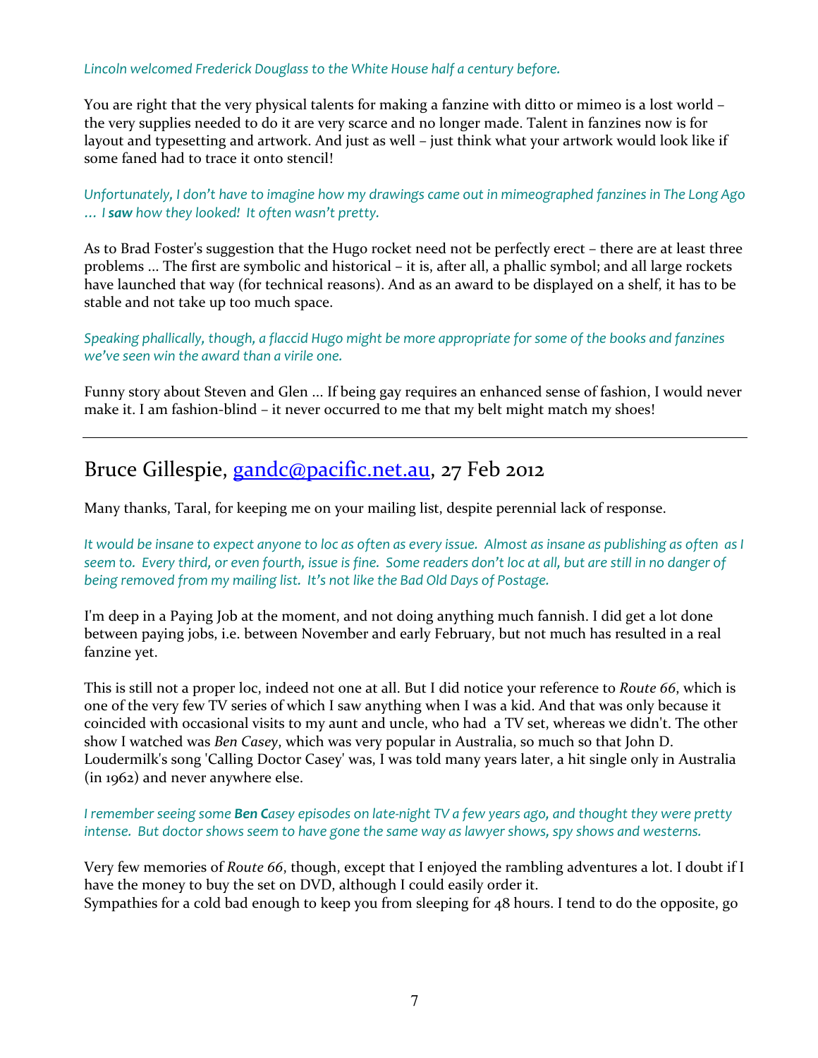*Lincoln welcomed Frederick Douglass to the White House half a century before.*

You are right that the very physical talents for making a fanzine with ditto or mimeo is a lost world – the very supplies needed to do it are very scarce and no longer made. Talent in fanzines now is for layout and typesetting and artwork. And just as well – just think what your artwork would look like if some faned had to trace it onto stencil!

*Unfortunately, I don't have to imagine how my drawings came out in mimeographed fanzines in The Long Ago … I **saw** how they looked! It often wasn't pretty.*

As to Brad Foster's suggestion that the Hugo rocket need not be perfectly erect – there are at least three problems ... The first are symbolic and historical – it is, after all, a phallic symbol; and all large rockets have launched that way (for technical reasons). And as an award to be displayed on a shelf, it has to be stable and not take up too much space.

*Speaking phallically, though, a flaccid Hugo might be more appropriate for some of the books and fanzines we've seen win the award than a virile one.*

Funny story about Steven and Glen ... If being gay requires an enhanced sense of fashion, I would never make it. I am fashion-blind – it never occurred to me that my belt might match my shoes!

---

## Bruce Gillespie, gandc@pacific.net.au, 27 Feb 2012

Many thanks, Taral, for keeping me on your mailing list, despite perennial lack of response.

*It would be insane to expect anyone to loc as often as every issue. Almost as insane as publishing as often as I seem to. Every third, or even fourth, issue is fine. Some readers don't loc at all, but are still in no danger of being removed from my mailing list. It's not like the Bad Old Days of Postage.*

I'm deep in a Paying Job at the moment, and not doing anything much fannish. I did get a lot done between paying jobs, i.e. between November and early February, but not much has resulted in a real fanzine yet.

This is still not a proper loc, indeed not one at all. But I did notice your reference to *Route 66*, which is one of the very few TV series of which I saw anything when I was a kid. And that was only because it coincided with occasional visits to my aunt and uncle, who had a TV set, whereas we didn't. The other show I watched was *Ben Casey*, which was very popular in Australia, so much so that John D. Loudermilk's song 'Calling Doctor Casey' was, I was told many years later, a hit single only in Australia (in 1962) and never anywhere else.

*I remember seeing some **Ben C**asey episodes on late-night TV a few years ago, and thought they were pretty intense. But doctor shows seem to have gone the same way as lawyer shows, spy shows and westerns.*

Very few memories of *Route 66*, though, except that I enjoyed the rambling adventures a lot. I doubt if I have the money to buy the set on DVD, although I could easily order it.
Sympathies for a cold bad enough to keep you from sleeping for 48 hours. I tend to do the opposite, go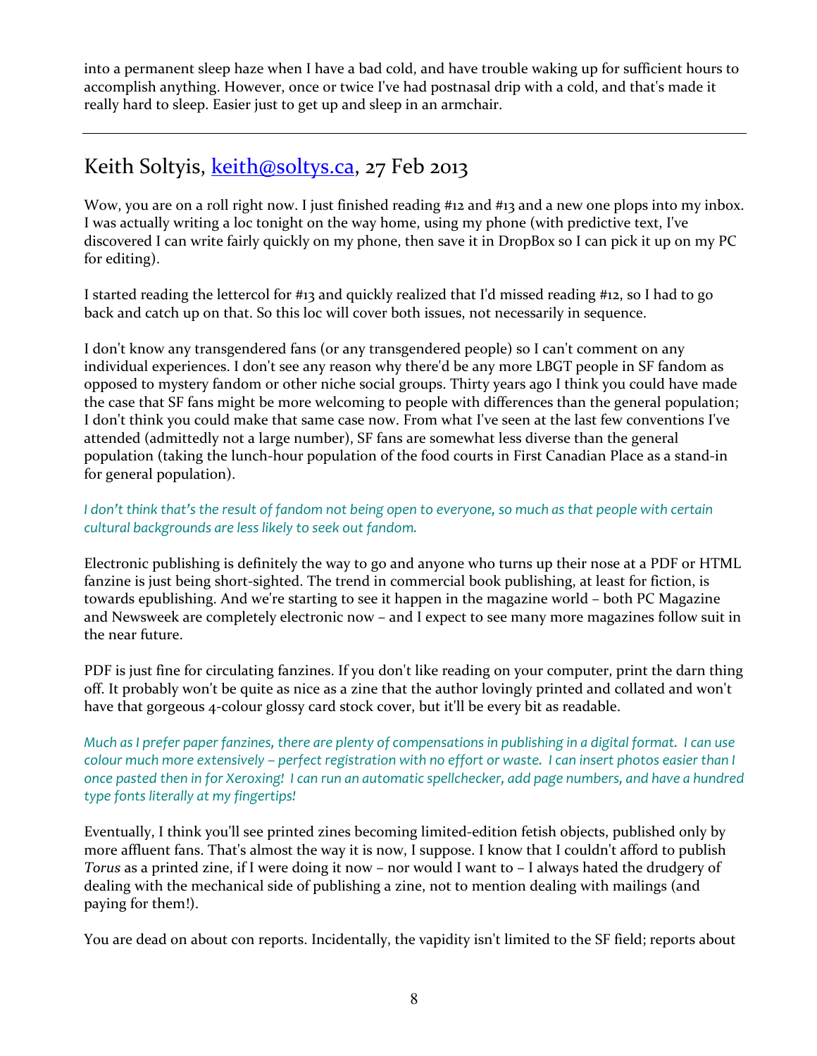into a permanent sleep haze when I have a bad cold, and have trouble waking up for sufficient hours to accomplish anything. However, once or twice I've had postnasal drip with a cold, and that's made it really hard to sleep. Easier just to get up and sleep in an armchair.

---

## Keith Soltyis, keith@soltys.ca, 27 Feb 2013

Wow, you are on a roll right now. I just finished reading #12 and #13 and a new one plops into my inbox. I was actually writing a loc tonight on the way home, using my phone (with predictive text, I've discovered I can write fairly quickly on my phone, then save it in DropBox so I can pick it up on my PC for editing).

I started reading the lettercol for #13 and quickly realized that I'd missed reading #12, so I had to go back and catch up on that. So this loc will cover both issues, not necessarily in sequence.

I don't know any transgendered fans (or any transgendered people) so I can't comment on any individual experiences. I don't see any reason why there'd be any more LBGT people in SF fandom as opposed to mystery fandom or other niche social groups. Thirty years ago I think you could have made the case that SF fans might be more welcoming to people with differences than the general population; I don't think you could make that same case now. From what I've seen at the last few conventions I've attended (admittedly not a large number), SF fans are somewhat less diverse than the general population (taking the lunch-hour population of the food courts in First Canadian Place as a stand-in for general population).

*I don't think that's the result of fandom not being open to everyone, so much as that people with certain cultural backgrounds are less likely to seek out fandom.*

Electronic publishing is definitely the way to go and anyone who turns up their nose at a PDF or HTML fanzine is just being short-sighted. The trend in commercial book publishing, at least for fiction, is towards epublishing. And we're starting to see it happen in the magazine world – both PC Magazine and Newsweek are completely electronic now – and I expect to see many more magazines follow suit in the near future.

PDF is just fine for circulating fanzines. If you don't like reading on your computer, print the darn thing off. It probably won't be quite as nice as a zine that the author lovingly printed and collated and won't have that gorgeous 4-colour glossy card stock cover, but it'll be every bit as readable.

*Much as I prefer paper fanzines, there are plenty of compensations in publishing in a digital format. I can use colour much more extensively – perfect registration with no effort or waste. I can insert photos easier than I once pasted then in for Xeroxing! I can run an automatic spellchecker, add page numbers, and have a hundred type fonts literally at my fingertips!*

Eventually, I think you'll see printed zines becoming limited-edition fetish objects, published only by more affluent fans. That's almost the way it is now, I suppose. I know that I couldn't afford to publish *Torus* as a printed zine, if I were doing it now – nor would I want to – I always hated the drudgery of dealing with the mechanical side of publishing a zine, not to mention dealing with mailings (and paying for them!).

You are dead on about con reports. Incidentally, the vapidity isn't limited to the SF field; reports about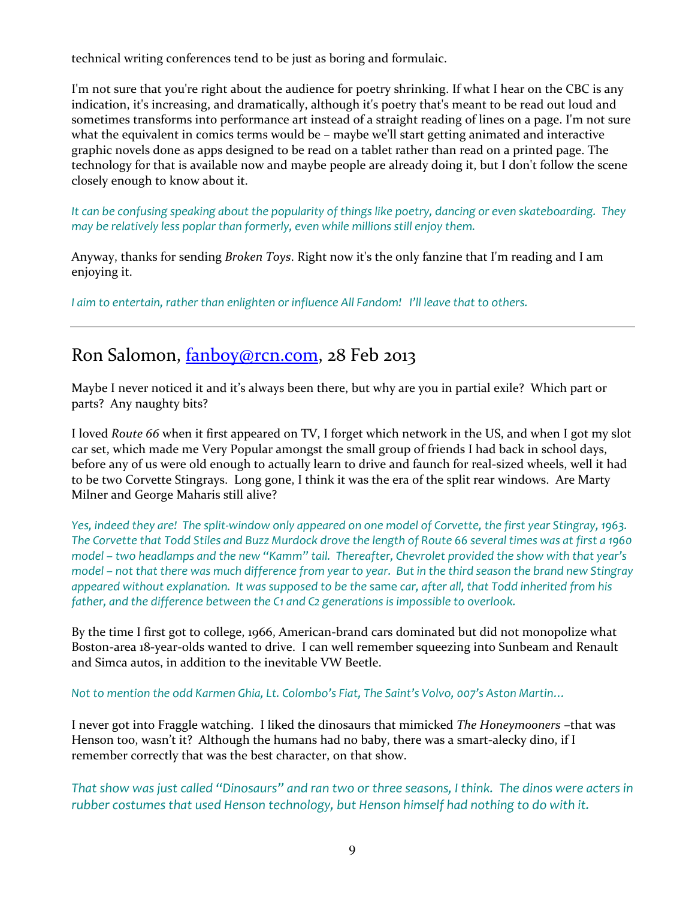technical writing conferences tend to be just as boring and formulaic.

I'm not sure that you're right about the audience for poetry shrinking. If what I hear on the CBC is any indication, it's increasing, and dramatically, although it's poetry that's meant to be read out loud and sometimes transforms into performance art instead of a straight reading of lines on a page. I'm not sure what the equivalent in comics terms would be – maybe we'll start getting animated and interactive graphic novels done as apps designed to be read on a tablet rather than read on a printed page. The technology for that is available now and maybe people are already doing it, but I don't follow the scene closely enough to know about it.

*It can be confusing speaking about the popularity of things like poetry, dancing or even skateboarding. They may be relatively less poplar than formerly, even while millions still enjoy them.*

Anyway, thanks for sending *Broken Toys*. Right now it's the only fanzine that I'm reading and I am enjoying it.

*I aim to entertain, rather than enlighten or influence All Fandom! I'll leave that to others.*

---

## Ron Salomon, fanboy@rcn.com, 28 Feb 2013

Maybe I never noticed it and it's always been there, but why are you in partial exile? Which part or parts? Any naughty bits?

I loved *Route 66* when it first appeared on TV, I forget which network in the US, and when I got my slot car set, which made me Very Popular amongst the small group of friends I had back in school days, before any of us were old enough to actually learn to drive and faunch for real-sized wheels, well it had to be two Corvette Stingrays. Long gone, I think it was the era of the split rear windows. Are Marty Milner and George Maharis still alive?

*Yes, indeed they are! The split-window only appeared on one model of Corvette, the first year Stingray, 1963. The Corvette that Todd Stiles and Buzz Murdock drove the length of Route 66 several times was at first a 1960 model – two headlamps and the new "Kamm" tail. Thereafter, Chevrolet provided the show with that year's model – not that there was much difference from year to year. But in the third season the brand new Stingray appeared without explanation. It was supposed to be the* same *car, after all, that Todd inherited from his father, and the difference between the C1 and C2 generations is impossible to overlook.*

By the time I first got to college, 1966, American-brand cars dominated but did not monopolize what Boston-area 18-year-olds wanted to drive. I can well remember squeezing into Sunbeam and Renault and Simca autos, in addition to the inevitable VW Beetle.

*Not to mention the odd Karmen Ghia, Lt. Colombo's Fiat, The Saint's Volvo, 007's Aston Martin…*

I never got into Fraggle watching. I liked the dinosaurs that mimicked *The Honeymooners* –that was Henson too, wasn't it? Although the humans had no baby, there was a smart-alecky dino, if I remember correctly that was the best character, on that show.

*That show was just called "Dinosaurs" and ran two or three seasons, I think. The dinos were acters in rubber costumes that used Henson technology, but Henson himself had nothing to do with it.*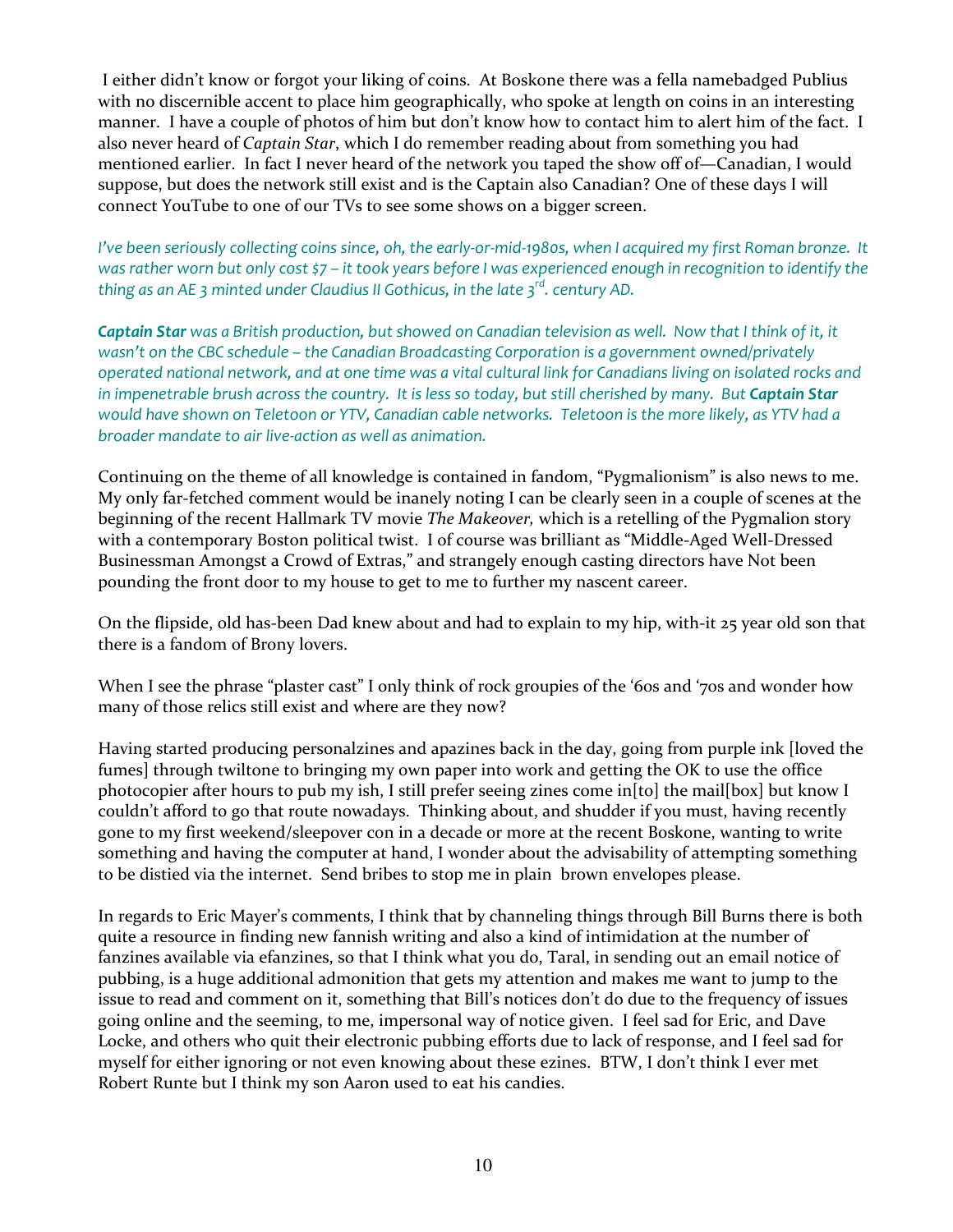I either didn't know or forgot your liking of coins. At Boskone there was a fella namebadged Publius with no discernible accent to place him geographically, who spoke at length on coins in an interesting manner. I have a couple of photos of him but don't know how to contact him to alert him of the fact. I also never heard of *Captain Star*, which I do remember reading about from something you had mentioned earlier. In fact I never heard of the network you taped the show off of—Canadian, I would suppose, but does the network still exist and is the Captain also Canadian? One of these days I will connect YouTube to one of our TVs to see some shows on a bigger screen.

*I've been seriously collecting coins since, oh, the early-or-mid-1980s, when I acquired my first Roman bronze. It was rather worn but only cost $7 – it took years before I was experienced enough in recognition to identify the thing as an AE 3 minted under Claudius II Gothicus, in the late 3rd. century AD.*

***Captain Star*** *was a British production, but showed on Canadian television as well. Now that I think of it, it wasn't on the CBC schedule – the Canadian Broadcasting Corporation is a government owned/privately operated national network, and at one time was a vital cultural link for Canadians living on isolated rocks and in impenetrable brush across the country. It is less so today, but still cherished by many. But* ***Captain Star*** *would have shown on Teletoon or YTV, Canadian cable networks. Teletoon is the more likely, as YTV had a broader mandate to air live-action as well as animation.*

Continuing on the theme of all knowledge is contained in fandom, "Pygmalionism" is also news to me. My only far-fetched comment would be inanely noting I can be clearly seen in a couple of scenes at the beginning of the recent Hallmark TV movie *The Makeover,* which is a retelling of the Pygmalion story with a contemporary Boston political twist. I of course was brilliant as "Middle-Aged Well-Dressed Businessman Amongst a Crowd of Extras," and strangely enough casting directors have Not been pounding the front door to my house to get to me to further my nascent career.

On the flipside, old has-been Dad knew about and had to explain to my hip, with-it 25 year old son that there is a fandom of Brony lovers.

When I see the phrase "plaster cast" I only think of rock groupies of the '60s and '70s and wonder how many of those relics still exist and where are they now?

Having started producing personalzines and apazines back in the day, going from purple ink [loved the fumes] through twiltone to bringing my own paper into work and getting the OK to use the office photocopier after hours to pub my ish, I still prefer seeing zines come in[to] the mail[box] but know I couldn't afford to go that route nowadays. Thinking about, and shudder if you must, having recently gone to my first weekend/sleepover con in a decade or more at the recent Boskone, wanting to write something and having the computer at hand, I wonder about the advisability of attempting something to be distied via the internet. Send bribes to stop me in plain brown envelopes please.

In regards to Eric Mayer's comments, I think that by channeling things through Bill Burns there is both quite a resource in finding new fannish writing and also a kind of intimidation at the number of fanzines available via efanzines, so that I think what you do, Taral, in sending out an email notice of pubbing, is a huge additional admonition that gets my attention and makes me want to jump to the issue to read and comment on it, something that Bill's notices don't do due to the frequency of issues going online and the seeming, to me, impersonal way of notice given. I feel sad for Eric, and Dave Locke, and others who quit their electronic pubbing efforts due to lack of response, and I feel sad for myself for either ignoring or not even knowing about these ezines. BTW, I don't think I ever met Robert Runte but I think my son Aaron used to eat his candies.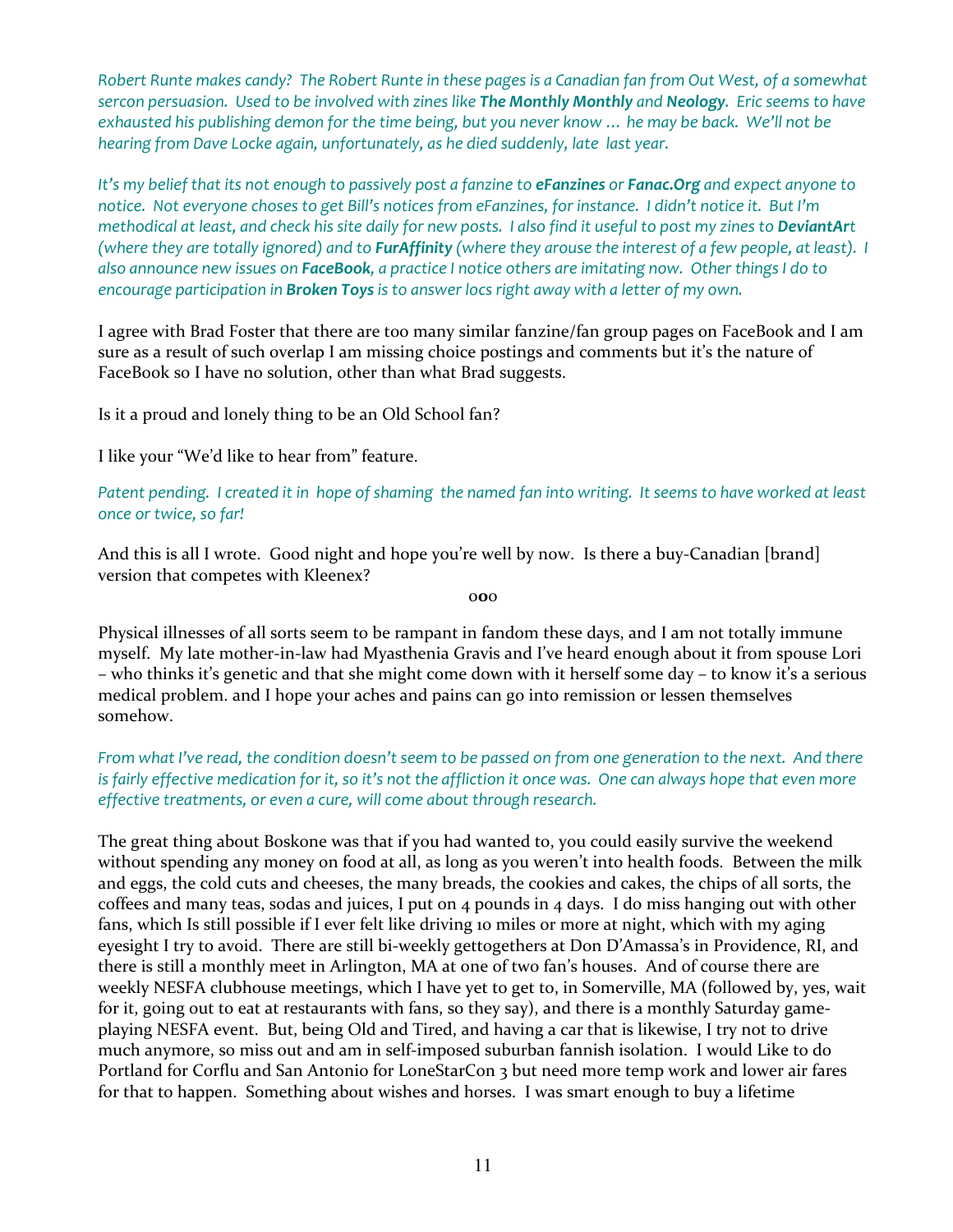*Robert Runte makes candy? The Robert Runte in these pages is a Canadian fan from Out West, of a somewhat sercon persuasion. Used to be involved with zines like **The Monthly Monthly** and **Neology.** Eric seems to have exhausted his publishing demon for the time being, but you never know … he may be back. We'll not be hearing from Dave Locke again, unfortunately, as he died suddenly, late last year.*

*It's my belief that its not enough to passively post a fanzine to **eFanzines** or **Fanac.Org** and expect anyone to notice. Not everyone choses to get Bill's notices from eFanzines, for instance. I didn't notice it. But I'm methodical at least, and check his site daily for new posts. I also find it useful to post my zines to **DeviantArt** (where they are totally ignored) and to **FurAffinity** (where they arouse the interest of a few people, at least). I also announce new issues on **FaceBook,** a practice I notice others are imitating now. Other things I do to encourage participation in **Broken Toys** is to answer locs right away with a letter of my own.*

I agree with Brad Foster that there are too many similar fanzine/fan group pages on FaceBook and I am sure as a result of such overlap I am missing choice postings and comments but it's the nature of FaceBook so I have no solution, other than what Brad suggests.

Is it a proud and lonely thing to be an Old School fan?

I like your "We'd like to hear from" feature.

*Patent pending. I created it in hope of shaming the named fan into writing. It seems to have worked at least once or twice, so far!*

And this is all I wrote. Good night and hope you're well by now. Is there a buy-Canadian [brand] version that competes with Kleenex?

oOo

Physical illnesses of all sorts seem to be rampant in fandom these days, and I am not totally immune myself. My late mother-in-law had Myasthenia Gravis and I've heard enough about it from spouse Lori – who thinks it's genetic and that she might come down with it herself some day – to know it's a serious medical problem. and I hope your aches and pains can go into remission or lessen themselves somehow.

*From what I've read, the condition doesn't seem to be passed on from one generation to the next. And there is fairly effective medication for it, so it's not the affliction it once was. One can always hope that even more effective treatments, or even a cure, will come about through research.*

The great thing about Boskone was that if you had wanted to, you could easily survive the weekend without spending any money on food at all, as long as you weren't into health foods. Between the milk and eggs, the cold cuts and cheeses, the many breads, the cookies and cakes, the chips of all sorts, the coffees and many teas, sodas and juices, I put on 4 pounds in 4 days. I do miss hanging out with other fans, which Is still possible if I ever felt like driving 10 miles or more at night, which with my aging eyesight I try to avoid. There are still bi-weekly gettogethers at Don D'Amassa's in Providence, RI, and there is still a monthly meet in Arlington, MA at one of two fan's houses. And of course there are weekly NESFA clubhouse meetings, which I have yet to get to, in Somerville, MA (followed by, yes, wait for it, going out to eat at restaurants with fans, so they say), and there is a monthly Saturday game-playing NESFA event. But, being Old and Tired, and having a car that is likewise, I try not to drive much anymore, so miss out and am in self-imposed suburban fannish isolation. I would Like to do Portland for Corflu and San Antonio for LoneStarCon 3 but need more temp work and lower air fares for that to happen. Something about wishes and horses. I was smart enough to buy a lifetime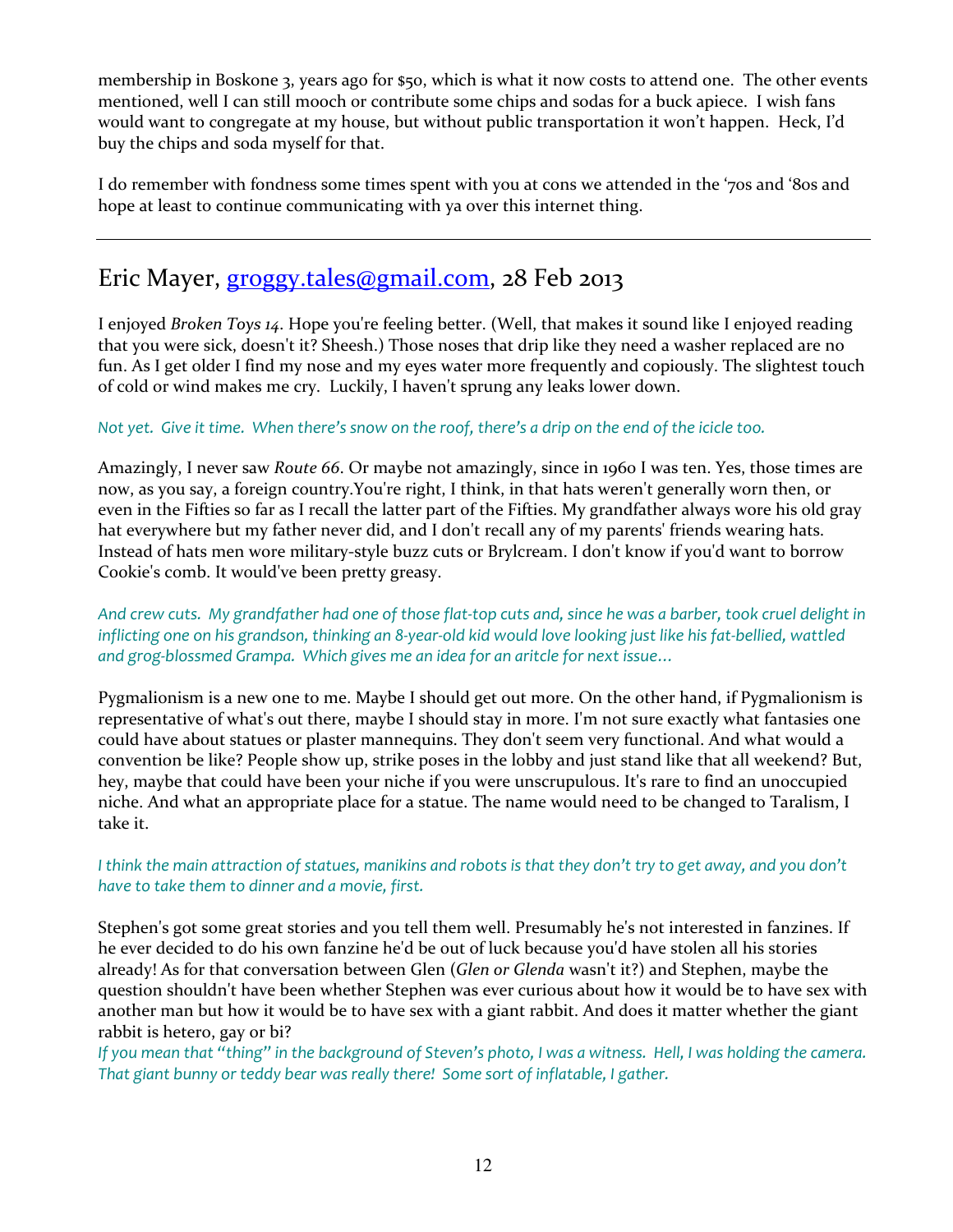membership in Boskone 3, years ago for $50, which is what it now costs to attend one. The other events mentioned, well I can still mooch or contribute some chips and sodas for a buck apiece. I wish fans would want to congregate at my house, but without public transportation it won't happen. Heck, I'd buy the chips and soda myself for that.

I do remember with fondness some times spent with you at cons we attended in the '70s and '80s and hope at least to continue communicating with ya over this internet thing.

---

## Eric Mayer, groggy.tales@gmail.com, 28 Feb 2013

I enjoyed *Broken Toys 14*. Hope you're feeling better. (Well, that makes it sound like I enjoyed reading that you were sick, doesn't it? Sheesh.) Those noses that drip like they need a washer replaced are no fun. As I get older I find my nose and my eyes water more frequently and copiously. The slightest touch of cold or wind makes me cry. Luckily, I haven't sprung any leaks lower down.

*Not yet. Give it time. When there's snow on the roof, there's a drip on the end of the icicle too.*

Amazingly, I never saw *Route 66*. Or maybe not amazingly, since in 1960 I was ten. Yes, those times are now, as you say, a foreign country.You're right, I think, in that hats weren't generally worn then, or even in the Fifties so far as I recall the latter part of the Fifties. My grandfather always wore his old gray hat everywhere but my father never did, and I don't recall any of my parents' friends wearing hats. Instead of hats men wore military-style buzz cuts or Brylcream. I don't know if you'd want to borrow Cookie's comb. It would've been pretty greasy.

*And crew cuts. My grandfather had one of those flat-top cuts and, since he was a barber, took cruel delight in inflicting one on his grandson, thinking an 8-year-old kid would love looking just like his fat-bellied, wattled and grog-blossmed Grampa. Which gives me an idea for an aritcle for next issue…*

Pygmalionism is a new one to me. Maybe I should get out more. On the other hand, if Pygmalionism is representative of what's out there, maybe I should stay in more. I'm not sure exactly what fantasies one could have about statues or plaster mannequins. They don't seem very functional. And what would a convention be like? People show up, strike poses in the lobby and just stand like that all weekend? But, hey, maybe that could have been your niche if you were unscrupulous. It's rare to find an unoccupied niche. And what an appropriate place for a statue. The name would need to be changed to Taralism, I take it.

*I think the main attraction of statues, manikins and robots is that they don't try to get away, and you don't have to take them to dinner and a movie, first.*

Stephen's got some great stories and you tell them well. Presumably he's not interested in fanzines. If he ever decided to do his own fanzine he'd be out of luck because you'd have stolen all his stories already! As for that conversation between Glen (*Glen or Glenda* wasn't it?) and Stephen, maybe the question shouldn't have been whether Stephen was ever curious about how it would be to have sex with another man but how it would be to have sex with a giant rabbit. And does it matter whether the giant rabbit is hetero, gay or bi?

*If you mean that "thing" in the background of Steven's photo, I was a witness. Hell, I was holding the camera. That giant bunny or teddy bear was really there! Some sort of inflatable, I gather.*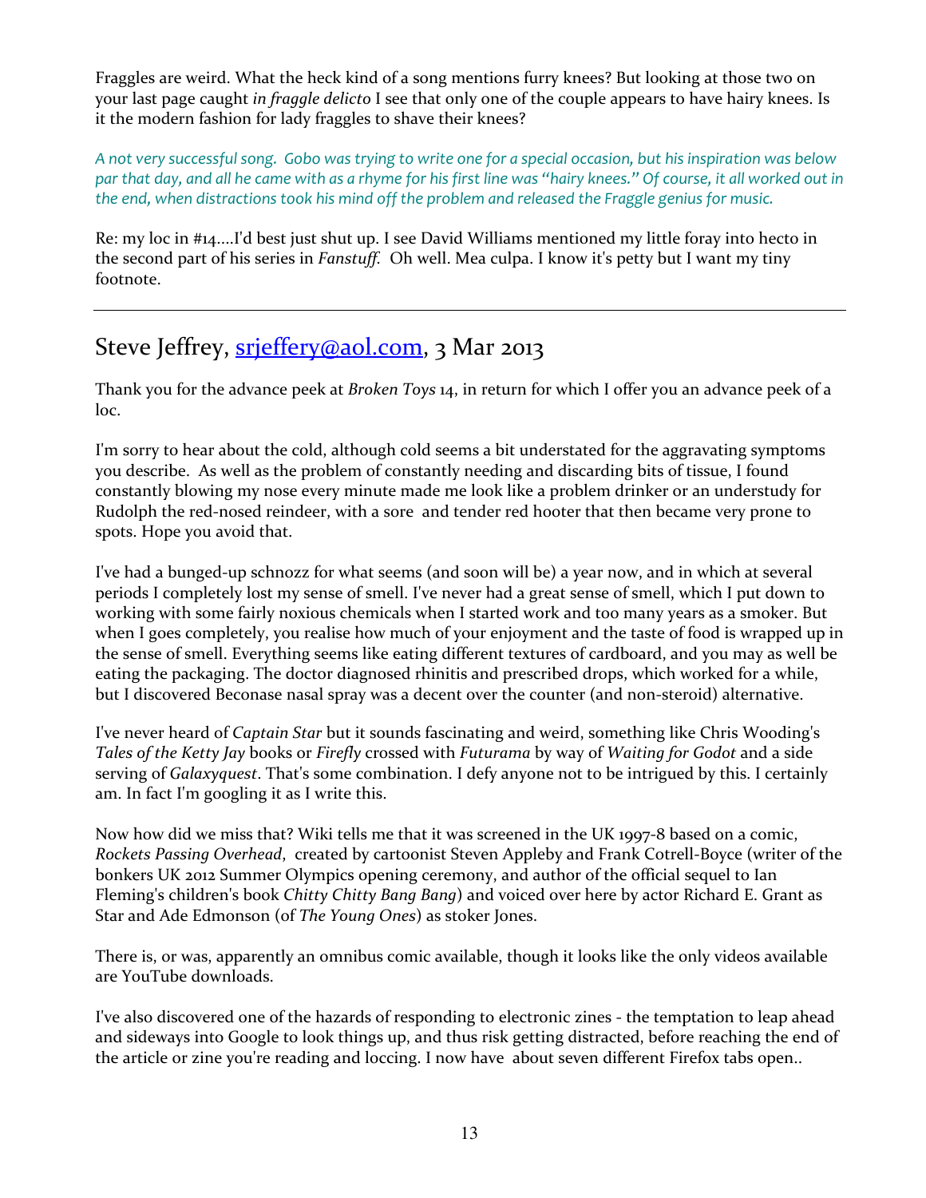Fraggles are weird. What the heck kind of a song mentions furry knees? But looking at those two on your last page caught *in fraggle delicto* I see that only one of the couple appears to have hairy knees. Is it the modern fashion for lady fraggles to shave their knees?

*A not very successful song. Gobo was trying to write one for a special occasion, but his inspiration was below par that day, and all he came with as a rhyme for his first line was "hairy knees." Of course, it all worked out in the end, when distractions took his mind off the problem and released the Fraggle genius for music.*

Re: my loc in #14....I'd best just shut up. I see David Williams mentioned my little foray into hecto in the second part of his series in *Fanstuff*. Oh well. Mea culpa. I know it's petty but I want my tiny footnote.

---

## Steve Jeffrey, [srjeffery@aol.com](mailto:srjeffery@aol.com), 3 Mar 2013

Thank you for the advance peek at *Broken Toys* 14, in return for which I offer you an advance peek of a loc.

I'm sorry to hear about the cold, although cold seems a bit understated for the aggravating symptoms you describe. As well as the problem of constantly needing and discarding bits of tissue, I found constantly blowing my nose every minute made me look like a problem drinker or an understudy for Rudolph the red-nosed reindeer, with a sore and tender red hooter that then became very prone to spots. Hope you avoid that.

I've had a bunged-up schnozz for what seems (and soon will be) a year now, and in which at several periods I completely lost my sense of smell. I've never had a great sense of smell, which I put down to working with some fairly noxious chemicals when I started work and too many years as a smoker. But when I goes completely, you realise how much of your enjoyment and the taste of food is wrapped up in the sense of smell. Everything seems like eating different textures of cardboard, and you may as well be eating the packaging. The doctor diagnosed rhinitis and prescribed drops, which worked for a while, but I discovered Beconase nasal spray was a decent over the counter (and non-steroid) alternative.

I've never heard of *Captain Star* but it sounds fascinating and weird, something like Chris Wooding's *Tales of the Ketty Jay* books or *Firefly* crossed with *Futurama* by way of *Waiting for Godot* and a side serving of *Galaxyquest*. That's some combination. I defy anyone not to be intrigued by this. I certainly am. In fact I'm googling it as I write this.

Now how did we miss that? Wiki tells me that it was screened in the UK 1997-8 based on a comic, *Rockets Passing Overhead*, created by cartoonist Steven Appleby and Frank Cotrell-Boyce (writer of the bonkers UK 2012 Summer Olympics opening ceremony, and author of the official sequel to Ian Fleming's children's book *Chitty Chitty Bang Bang*) and voiced over here by actor Richard E. Grant as Star and Ade Edmonson (of *The Young Ones*) as stoker Jones.

There is, or was, apparently an omnibus comic available, though it looks like the only videos available are YouTube downloads.

I've also discovered one of the hazards of responding to electronic zines - the temptation to leap ahead and sideways into Google to look things up, and thus risk getting distracted, before reaching the end of the article or zine you're reading and loccing. I now have about seven different Firefox tabs open..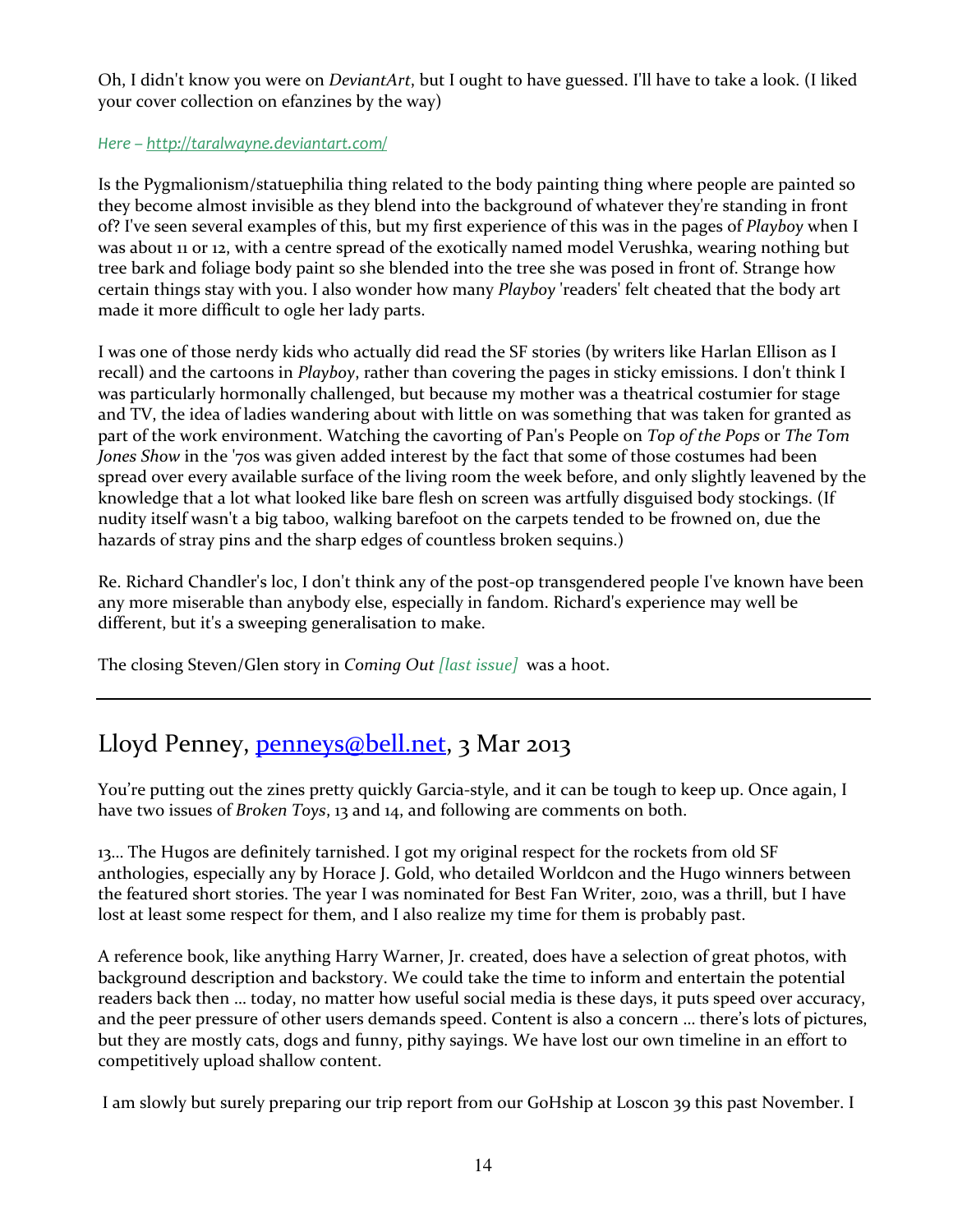Oh, I didn't know you were on *DeviantArt*, but I ought to have guessed. I'll have to take a look. (I liked your cover collection on efanzines by the way)

*Here – http://taralwayne.deviantart.com/*

Is the Pygmalionism/statuephilia thing related to the body painting thing where people are painted so they become almost invisible as they blend into the background of whatever they're standing in front of? I've seen several examples of this, but my first experience of this was in the pages of *Playboy* when I was about 11 or 12, with a centre spread of the exotically named model Verushka, wearing nothing but tree bark and foliage body paint so she blended into the tree she was posed in front of. Strange how certain things stay with you. I also wonder how many *Playboy* 'readers' felt cheated that the body art made it more difficult to ogle her lady parts.

I was one of those nerdy kids who actually did read the SF stories (by writers like Harlan Ellison as I recall) and the cartoons in *Playboy*, rather than covering the pages in sticky emissions. I don't think I was particularly hormonally challenged, but because my mother was a theatrical costumier for stage and TV, the idea of ladies wandering about with little on was something that was taken for granted as part of the work environment. Watching the cavorting of Pan's People on *Top of the Pops* or *The Tom Jones Show* in the '70s was given added interest by the fact that some of those costumes had been spread over every available surface of the living room the week before, and only slightly leavened by the knowledge that a lot what looked like bare flesh on screen was artfully disguised body stockings. (If nudity itself wasn't a big taboo, walking barefoot on the carpets tended to be frowned on, due the hazards of stray pins and the sharp edges of countless broken sequins.)

Re. Richard Chandler's loc, I don't think any of the post-op transgendered people I've known have been any more miserable than anybody else, especially in fandom. Richard's experience may well be different, but it's a sweeping generalisation to make.

The closing Steven/Glen story in *Coming Out* *[last issue]* was a hoot.

---

## Lloyd Penney, penneys@bell.net, 3 Mar 2013

You're putting out the zines pretty quickly Garcia-style, and it can be tough to keep up. Once again, I have two issues of *Broken Toys*, 13 and 14, and following are comments on both.

13… The Hugos are definitely tarnished. I got my original respect for the rockets from old SF anthologies, especially any by Horace J. Gold, who detailed Worldcon and the Hugo winners between the featured short stories. The year I was nominated for Best Fan Writer, 2010, was a thrill, but I have lost at least some respect for them, and I also realize my time for them is probably past.

A reference book, like anything Harry Warner, Jr. created, does have a selection of great photos, with background description and backstory. We could take the time to inform and entertain the potential readers back then … today, no matter how useful social media is these days, it puts speed over accuracy, and the peer pressure of other users demands speed. Content is also a concern … there's lots of pictures, but they are mostly cats, dogs and funny, pithy sayings. We have lost our own timeline in an effort to competitively upload shallow content.

I am slowly but surely preparing our trip report from our GoHship at Loscon 39 this past November. I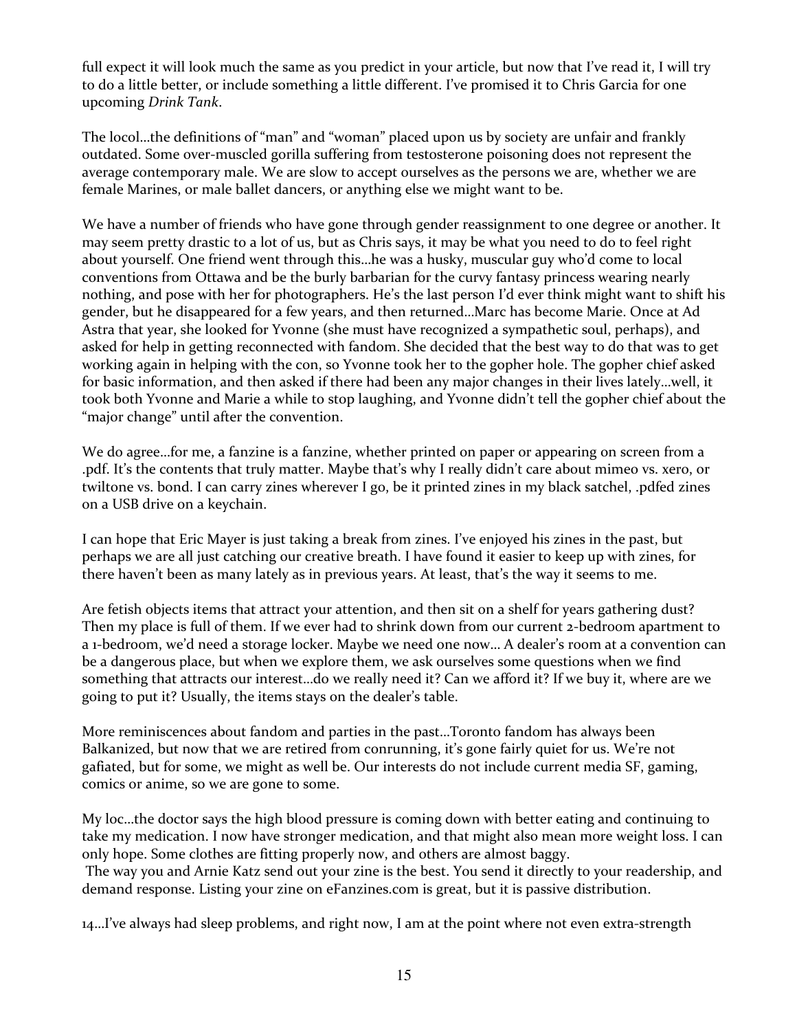full expect it will look much the same as you predict in your article, but now that I've read it, I will try to do a little better, or include something a little different. I've promised it to Chris Garcia for one upcoming *Drink Tank*.

The locol…the definitions of "man" and "woman" placed upon us by society are unfair and frankly outdated. Some over-muscled gorilla suffering from testosterone poisoning does not represent the average contemporary male. We are slow to accept ourselves as the persons we are, whether we are female Marines, or male ballet dancers, or anything else we might want to be.

We have a number of friends who have gone through gender reassignment to one degree or another. It may seem pretty drastic to a lot of us, but as Chris says, it may be what you need to do to feel right about yourself. One friend went through this…he was a husky, muscular guy who'd come to local conventions from Ottawa and be the burly barbarian for the curvy fantasy princess wearing nearly nothing, and pose with her for photographers. He's the last person I'd ever think might want to shift his gender, but he disappeared for a few years, and then returned…Marc has become Marie. Once at Ad Astra that year, she looked for Yvonne (she must have recognized a sympathetic soul, perhaps), and asked for help in getting reconnected with fandom. She decided that the best way to do that was to get working again in helping with the con, so Yvonne took her to the gopher hole. The gopher chief asked for basic information, and then asked if there had been any major changes in their lives lately…well, it took both Yvonne and Marie a while to stop laughing, and Yvonne didn't tell the gopher chief about the "major change" until after the convention.

We do agree…for me, a fanzine is a fanzine, whether printed on paper or appearing on screen from a .pdf. It's the contents that truly matter. Maybe that's why I really didn't care about mimeo vs. xero, or twiltone vs. bond. I can carry zines wherever I go, be it printed zines in my black satchel, .pdfed zines on a USB drive on a keychain.

I can hope that Eric Mayer is just taking a break from zines. I've enjoyed his zines in the past, but perhaps we are all just catching our creative breath. I have found it easier to keep up with zines, for there haven't been as many lately as in previous years. At least, that's the way it seems to me.

Are fetish objects items that attract your attention, and then sit on a shelf for years gathering dust? Then my place is full of them. If we ever had to shrink down from our current 2-bedroom apartment to a 1-bedroom, we'd need a storage locker. Maybe we need one now… A dealer's room at a convention can be a dangerous place, but when we explore them, we ask ourselves some questions when we find something that attracts our interest…do we really need it? Can we afford it? If we buy it, where are we going to put it? Usually, the items stays on the dealer's table.

More reminiscences about fandom and parties in the past…Toronto fandom has always been Balkanized, but now that we are retired from conrunning, it's gone fairly quiet for us. We're not gafiated, but for some, we might as well be. Our interests do not include current media SF, gaming, comics or anime, so we are gone to some.

My loc…the doctor says the high blood pressure is coming down with better eating and continuing to take my medication. I now have stronger medication, and that might also mean more weight loss. I can only hope. Some clothes are fitting properly now, and others are almost baggy.
The way you and Arnie Katz send out your zine is the best. You send it directly to your readership, and demand response. Listing your zine on eFanzines.com is great, but it is passive distribution.

14…I've always had sleep problems, and right now, I am at the point where not even extra-strength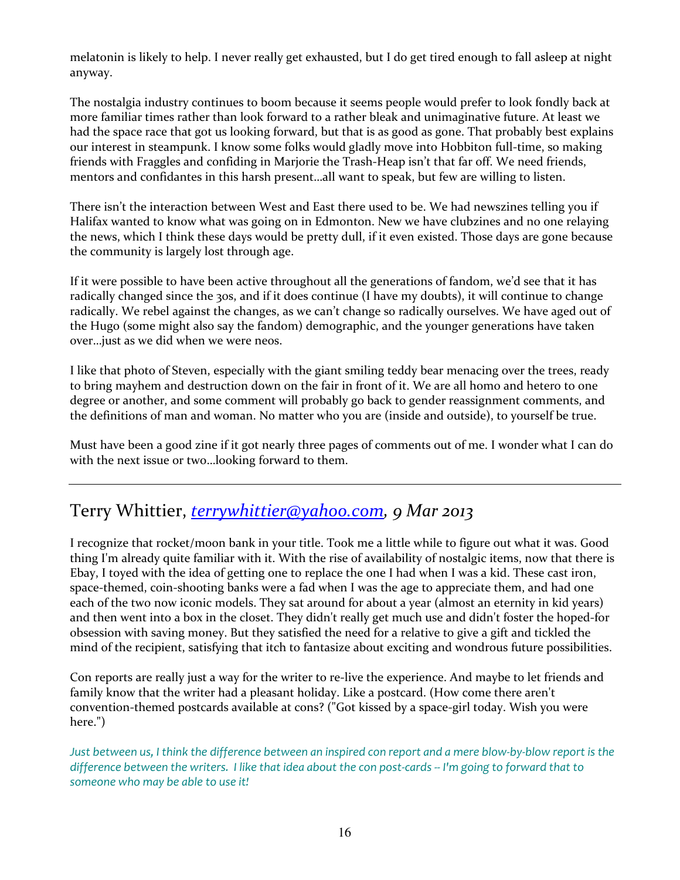melatonin is likely to help. I never really get exhausted, but I do get tired enough to fall asleep at night anyway.

The nostalgia industry continues to boom because it seems people would prefer to look fondly back at more familiar times rather than look forward to a rather bleak and unimaginative future. At least we had the space race that got us looking forward, but that is as good as gone. That probably best explains our interest in steampunk. I know some folks would gladly move into Hobbiton full-time, so making friends with Fraggles and confiding in Marjorie the Trash-Heap isn't that far off. We need friends, mentors and confidantes in this harsh present…all want to speak, but few are willing to listen.

There isn't the interaction between West and East there used to be. We had newszines telling you if Halifax wanted to know what was going on in Edmonton. New we have clubzines and no one relaying the news, which I think these days would be pretty dull, if it even existed. Those days are gone because the community is largely lost through age.

If it were possible to have been active throughout all the generations of fandom, we'd see that it has radically changed since the 30s, and if it does continue (I have my doubts), it will continue to change radically. We rebel against the changes, as we can't change so radically ourselves. We have aged out of the Hugo (some might also say the fandom) demographic, and the younger generations have taken over…just as we did when we were neos.

I like that photo of Steven, especially with the giant smiling teddy bear menacing over the trees, ready to bring mayhem and destruction down on the fair in front of it. We are all homo and hetero to one degree or another, and some comment will probably go back to gender reassignment comments, and the definitions of man and woman. No matter who you are (inside and outside), to yourself be true.

Must have been a good zine if it got nearly three pages of comments out of me. I wonder what I can do with the next issue or two…looking forward to them.

---

## Terry Whittier, *terrywhittier@yahoo.com, 9 Mar 2013*

I recognize that rocket/moon bank in your title. Took me a little while to figure out what it was. Good thing I'm already quite familiar with it. With the rise of availability of nostalgic items, now that there is Ebay, I toyed with the idea of getting one to replace the one I had when I was a kid. These cast iron, space-themed, coin-shooting banks were a fad when I was the age to appreciate them, and had one each of the two now iconic models. They sat around for about a year (almost an eternity in kid years) and then went into a box in the closet. They didn't really get much use and didn't foster the hoped-for obsession with saving money. But they satisfied the need for a relative to give a gift and tickled the mind of the recipient, satisfying that itch to fantasize about exciting and wondrous future possibilities.

Con reports are really just a way for the writer to re-live the experience. And maybe to let friends and family know that the writer had a pleasant holiday. Like a postcard. (How come there aren't convention-themed postcards available at cons? ("Got kissed by a space-girl today. Wish you were here.")

*Just between us, I think the difference between an inspired con report and a mere blow-by-blow report is the difference between the writers. I like that idea about the con post-cards -- I'm going to forward that to someone who may be able to use it!*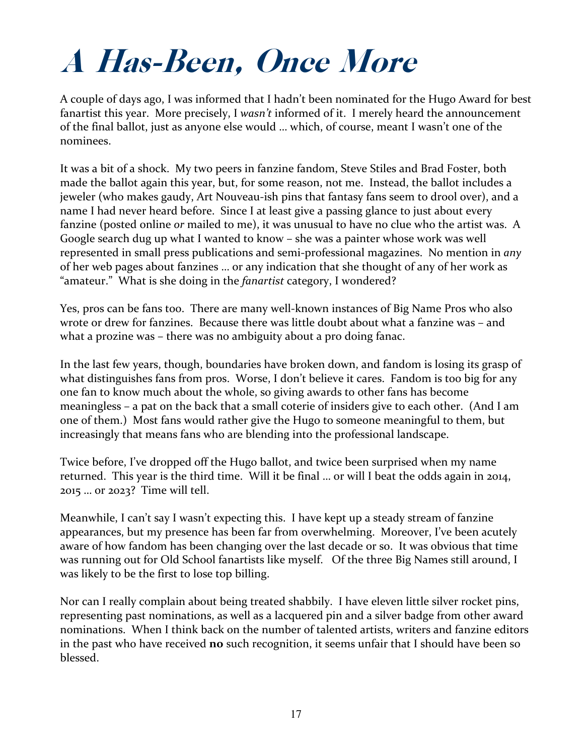# A Has-Been, Once More

A couple of days ago, I was informed that I hadn't been nominated for the Hugo Award for best fanartist this year. More precisely, I *wasn't* informed of it. I merely heard the announcement of the final ballot, just as anyone else would … which, of course, meant I wasn't one of the nominees.

It was a bit of a shock. My two peers in fanzine fandom, Steve Stiles and Brad Foster, both made the ballot again this year, but, for some reason, not me. Instead, the ballot includes a jeweler (who makes gaudy, Art Nouveau-ish pins that fantasy fans seem to drool over), and a name I had never heard before. Since I at least give a passing glance to just about every fanzine (posted online *or* mailed to me), it was unusual to have no clue who the artist was. A Google search dug up what I wanted to know – she was a painter whose work was well represented in small press publications and semi-professional magazines. No mention in *any* of her web pages about fanzines … or any indication that she thought of any of her work as "amateur." What is she doing in the *fanartist* category, I wondered?

Yes, pros can be fans too. There are many well-known instances of Big Name Pros who also wrote or drew for fanzines. Because there was little doubt about what a fanzine was – and what a prozine was – there was no ambiguity about a pro doing fanac.

In the last few years, though, boundaries have broken down, and fandom is losing its grasp of what distinguishes fans from pros. Worse, I don't believe it cares. Fandom is too big for any one fan to know much about the whole, so giving awards to other fans has become meaningless – a pat on the back that a small coterie of insiders give to each other. (And I am one of them.) Most fans would rather give the Hugo to someone meaningful to them, but increasingly that means fans who are blending into the professional landscape.

Twice before, I've dropped off the Hugo ballot, and twice been surprised when my name returned. This year is the third time. Will it be final … or will I beat the odds again in 2014, 2015 … or 2023? Time will tell.

Meanwhile, I can't say I wasn't expecting this. I have kept up a steady stream of fanzine appearances, but my presence has been far from overwhelming. Moreover, I've been acutely aware of how fandom has been changing over the last decade or so. It was obvious that time was running out for Old School fanartists like myself. Of the three Big Names still around, I was likely to be the first to lose top billing.

Nor can I really complain about being treated shabbily. I have eleven little silver rocket pins, representing past nominations, as well as a lacquered pin and a silver badge from other award nominations. When I think back on the number of talented artists, writers and fanzine editors in the past who have received **no** such recognition, it seems unfair that I should have been so blessed.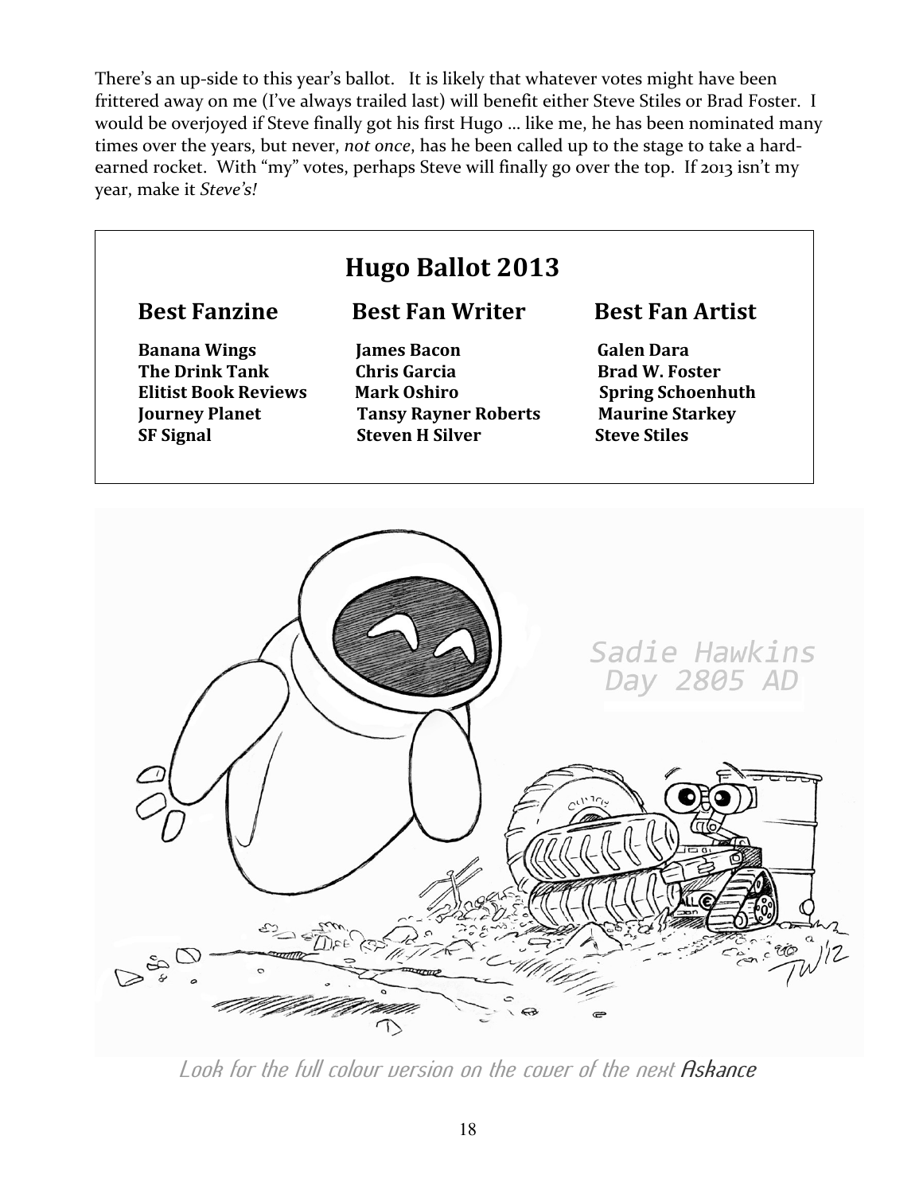There's an up-side to this year's ballot. It is likely that whatever votes might have been frittered away on me (I've always trailed last) will benefit either Steve Stiles or Brad Foster. I would be overjoyed if Steve finally got his first Hugo … like me, he has been nominated many times over the years, but never, *not once*, has he been called up to the stage to take a hard-earned rocket. With "my" votes, perhaps Steve will finally go over the top. If 2013 isn't my year, make it *Steve's!*

## Hugo Ballot 2013

| Best Fanzine | Best Fan Writer | Best Fan Artist |
|---|---|---|
| **Banana Wings** | **James Bacon** | **Galen Dara** |
| **The Drink Tank** | **Chris Garcia** | **Brad W. Foster** |
| **Elitist Book Reviews** | **Mark Oshiro** | **Spring Schoenhuth** |
| **Journey Planet** | **Tansy Rayner Roberts** | **Maurine Starkey** |
| **SF Signal** | **Steven H Silver** | **Steve Stiles** |

*Sadie Hawkins Day 2805 AD*

Look for the full colour version on the cover of the next **Askance**